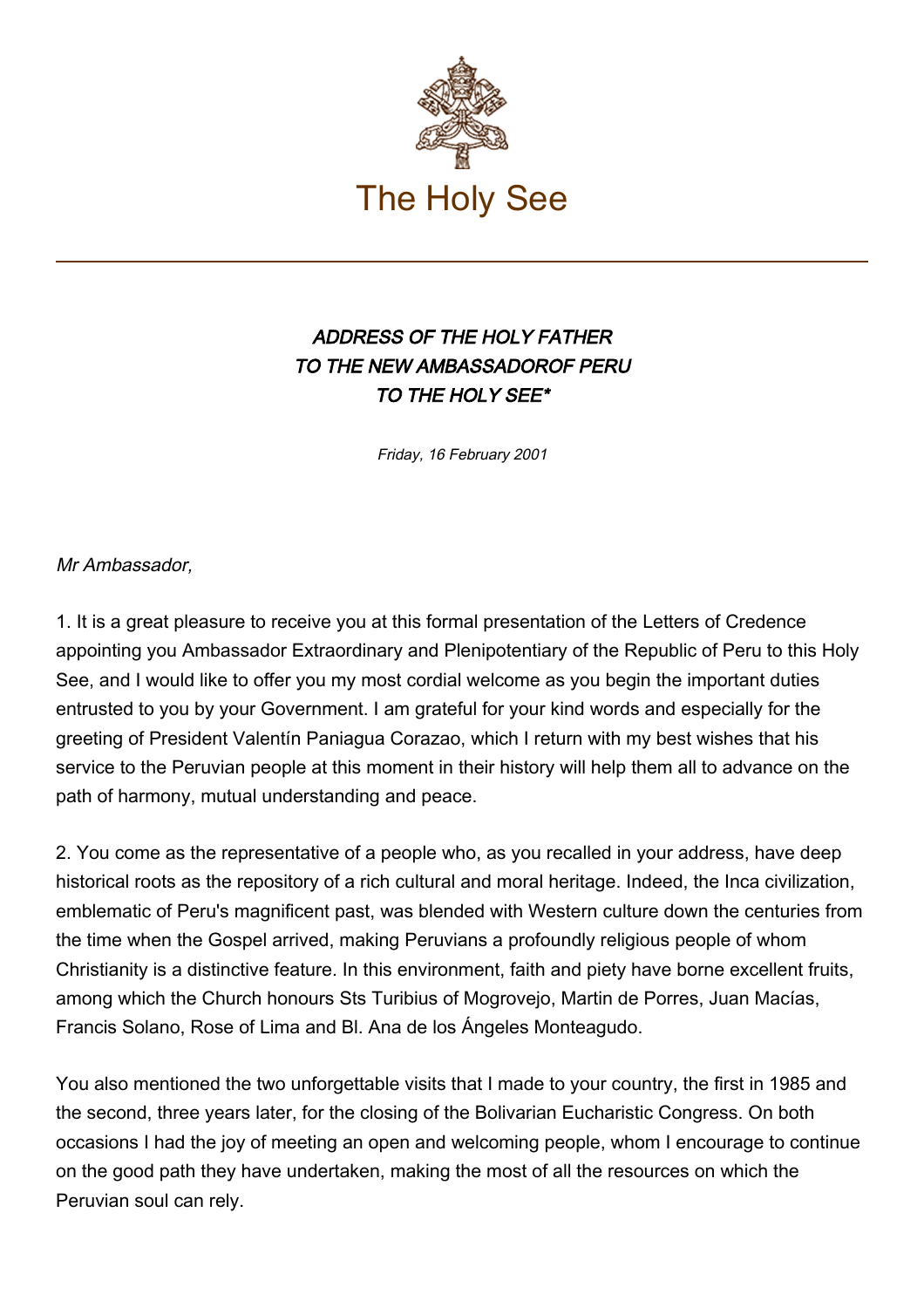# The Holy See

### *ADDRESS OF THE HOLY FATHER TO THE NEW AMBASSADOROF PERU TO THE HOLY SEE**

*Friday, 16 February 2001*

*Mr Ambassador,*

1. It is a great pleasure to receive you at this formal presentation of the Letters of Credence appointing you Ambassador Extraordinary and Plenipotentiary of the Republic of Peru to this Holy See, and I would like to offer you my most cordial welcome as you begin the important duties entrusted to you by your Government. I am grateful for your kind words and especially for the greeting of President Valentín Paniagua Corazao, which I return with my best wishes that his service to the Peruvian people at this moment in their history will help them all to advance on the path of harmony, mutual understanding and peace.

2. You come as the representative of a people who, as you recalled in your address, have deep historical roots as the repository of a rich cultural and moral heritage. Indeed, the Inca civilization, emblematic of Peru's magnificent past, was blended with Western culture down the centuries from the time when the Gospel arrived, making Peruvians a profoundly religious people of whom Christianity is a distinctive feature. In this environment, faith and piety have borne excellent fruits, among which the Church honours Sts Turibius of Mogrovejo, Martin de Porres, Juan Macías, Francis Solano, Rose of Lima and Bl. Ana de los Ángeles Monteagudo.

You also mentioned the two unforgettable visits that I made to your country, the first in 1985 and the second, three years later, for the closing of the Bolivarian Eucharistic Congress. On both occasions I had the joy of meeting an open and welcoming people, whom I encourage to continue on the good path they have undertaken, making the most of all the resources on which the Peruvian soul can rely.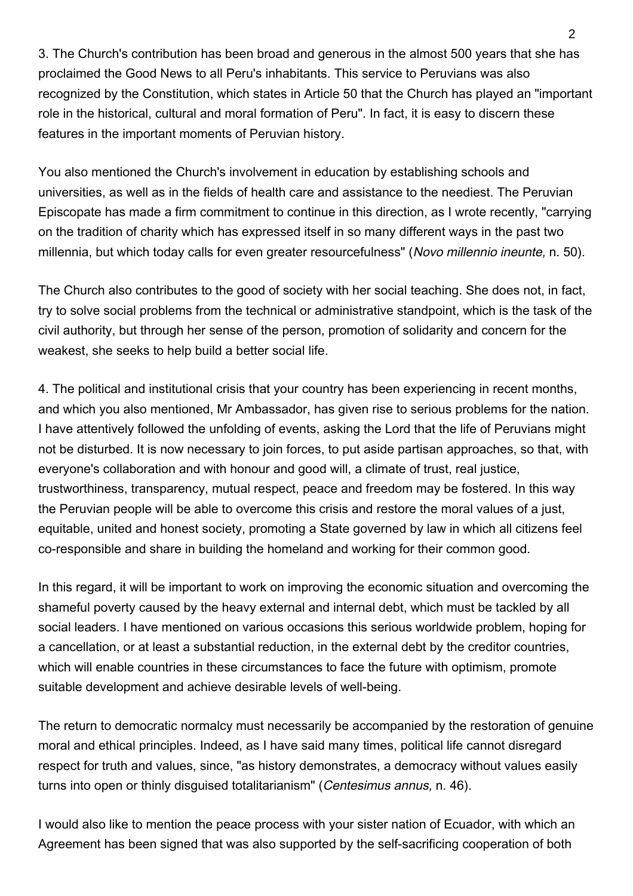3. The Church's contribution has been broad and generous in the almost 500 years that she has proclaimed the Good News to all Peru's inhabitants. This service to Peruvians was also recognized by the Constitution, which states in Article 50 that the Church has played an "important role in the historical, cultural and moral formation of Peru". In fact, it is easy to discern these features in the important moments of Peruvian history.

You also mentioned the Church's involvement in education by establishing schools and universities, as well as in the fields of health care and assistance to the neediest. The Peruvian Episcopate has made a firm commitment to continue in this direction, as I wrote recently, "carrying on the tradition of charity which has expressed itself in so many different ways in the past two millennia, but which today calls for even greater resourcefulness" (*Novo millennio ineunte,* n. 50).

The Church also contributes to the good of society with her social teaching. She does not, in fact, try to solve social problems from the technical or administrative standpoint, which is the task of the civil authority, but through her sense of the person, promotion of solidarity and concern for the weakest, she seeks to help build a better social life.

4. The political and institutional crisis that your country has been experiencing in recent months, and which you also mentioned, Mr Ambassador, has given rise to serious problems for the nation. I have attentively followed the unfolding of events, asking the Lord that the life of Peruvians might not be disturbed. It is now necessary to join forces, to put aside partisan approaches, so that, with everyone's collaboration and with honour and good will, a climate of trust, real justice, trustworthiness, transparency, mutual respect, peace and freedom may be fostered. In this way the Peruvian people will be able to overcome this crisis and restore the moral values of a just, equitable, united and honest society, promoting a State governed by law in which all citizens feel co-responsible and share in building the homeland and working for their common good.

In this regard, it will be important to work on improving the economic situation and overcoming the shameful poverty caused by the heavy external and internal debt, which must be tackled by all social leaders. I have mentioned on various occasions this serious worldwide problem, hoping for a cancellation, or at least a substantial reduction, in the external debt by the creditor countries, which will enable countries in these circumstances to face the future with optimism, promote suitable development and achieve desirable levels of well-being.

The return to democratic normalcy must necessarily be accompanied by the restoration of genuine moral and ethical principles. Indeed, as I have said many times, political life cannot disregard respect for truth and values, since, "as history demonstrates, a democracy without values easily turns into open or thinly disguised totalitarianism" (*Centesimus annus,* n. 46).

I would also like to mention the peace process with your sister nation of Ecuador, with which an Agreement has been signed that was also supported by the self-sacrificing cooperation of both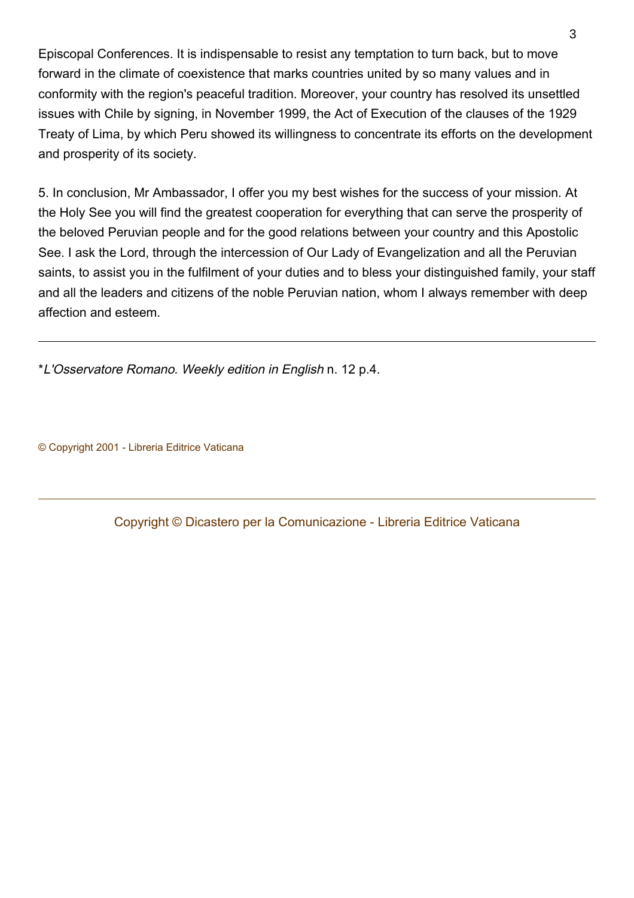Episcopal Conferences. It is indispensable to resist any temptation to turn back, but to move forward in the climate of coexistence that marks countries united by so many values and in conformity with the region's peaceful tradition. Moreover, your country has resolved its unsettled issues with Chile by signing, in November 1999, the Act of Execution of the clauses of the 1929 Treaty of Lima, by which Peru showed its willingness to concentrate its efforts on the development and prosperity of its society.

5. In conclusion, Mr Ambassador, I offer you my best wishes for the success of your mission. At the Holy See you will find the greatest cooperation for everything that can serve the prosperity of the beloved Peruvian people and for the good relations between your country and this Apostolic See. I ask the Lord, through the intercession of Our Lady of Evangelization and all the Peruvian saints, to assist you in the fulfilment of your duties and to bless your distinguished family, your staff and all the leaders and citizens of the noble Peruvian nation, whom I always remember with deep affection and esteem.

---

**L'Osservatore Romano. Weekly edition in English* n. 12 p.4.

© Copyright 2001 - Libreria Editrice Vaticana

---

Copyright © Dicastero per la Comunicazione - Libreria Editrice Vaticana